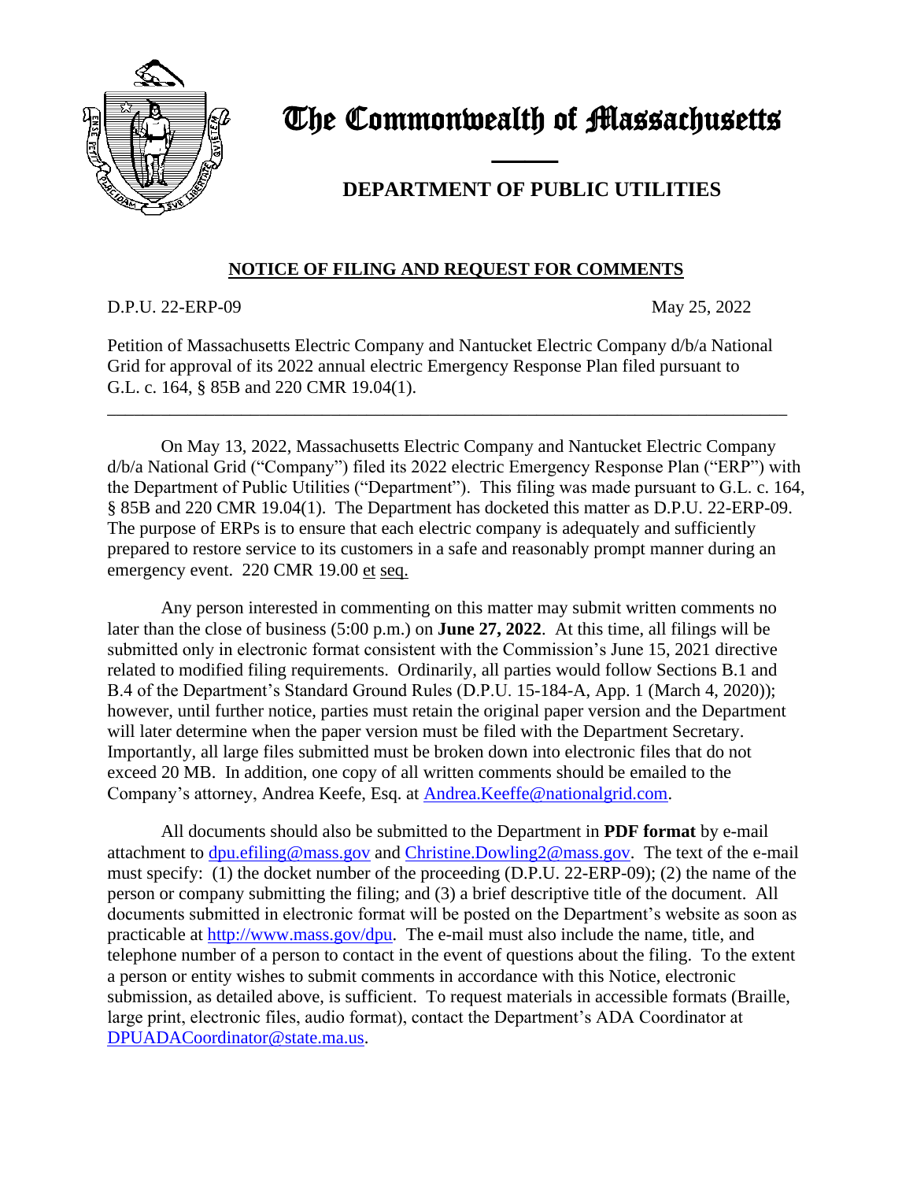# The Commonwealth of Massachusetts

## DEPARTMENT OF PUBLIC UTILITIES

### NOTICE OF FILING AND REQUEST FOR COMMENTS

D.P.U. 22-ERP-09 May 25, 2022

Petition of Massachusetts Electric Company and Nantucket Electric Company d/b/a National Grid for approval of its 2022 annual electric Emergency Response Plan filed pursuant to G.L. c. 164, § 85B and 220 CMR 19.04(1).

---

On May 13, 2022, Massachusetts Electric Company and Nantucket Electric Company d/b/a National Grid ("Company") filed its 2022 electric Emergency Response Plan ("ERP") with the Department of Public Utilities ("Department"). This filing was made pursuant to G.L. c. 164, § 85B and 220 CMR 19.04(1). The Department has docketed this matter as D.P.U. 22-ERP-09. The purpose of ERPs is to ensure that each electric company is adequately and sufficiently prepared to restore service to its customers in a safe and reasonably prompt manner during an emergency event. 220 CMR 19.00 et seq.

Any person interested in commenting on this matter may submit written comments no later than the close of business (5:00 p.m.) on **June 27, 2022**. At this time, all filings will be submitted only in electronic format consistent with the Commission's June 15, 2021 directive related to modified filing requirements. Ordinarily, all parties would follow Sections B.1 and B.4 of the Department's Standard Ground Rules (D.P.U. 15-184-A, App. 1 (March 4, 2020)); however, until further notice, parties must retain the original paper version and the Department will later determine when the paper version must be filed with the Department Secretary. Importantly, all large files submitted must be broken down into electronic files that do not exceed 20 MB. In addition, one copy of all written comments should be emailed to the Company's attorney, Andrea Keefe, Esq. at Andrea.Keeffe@nationalgrid.com.

All documents should also be submitted to the Department in **PDF format** by e-mail attachment to dpu.efiling@mass.gov and Christine.Dowling2@mass.gov. The text of the e-mail must specify: (1) the docket number of the proceeding (D.P.U. 22-ERP-09); (2) the name of the person or company submitting the filing; and (3) a brief descriptive title of the document. All documents submitted in electronic format will be posted on the Department's website as soon as practicable at http://www.mass.gov/dpu. The e-mail must also include the name, title, and telephone number of a person to contact in the event of questions about the filing. To the extent a person or entity wishes to submit comments in accordance with this Notice, electronic submission, as detailed above, is sufficient. To request materials in accessible formats (Braille, large print, electronic files, audio format), contact the Department's ADA Coordinator at DPUADACoordinator@state.ma.us.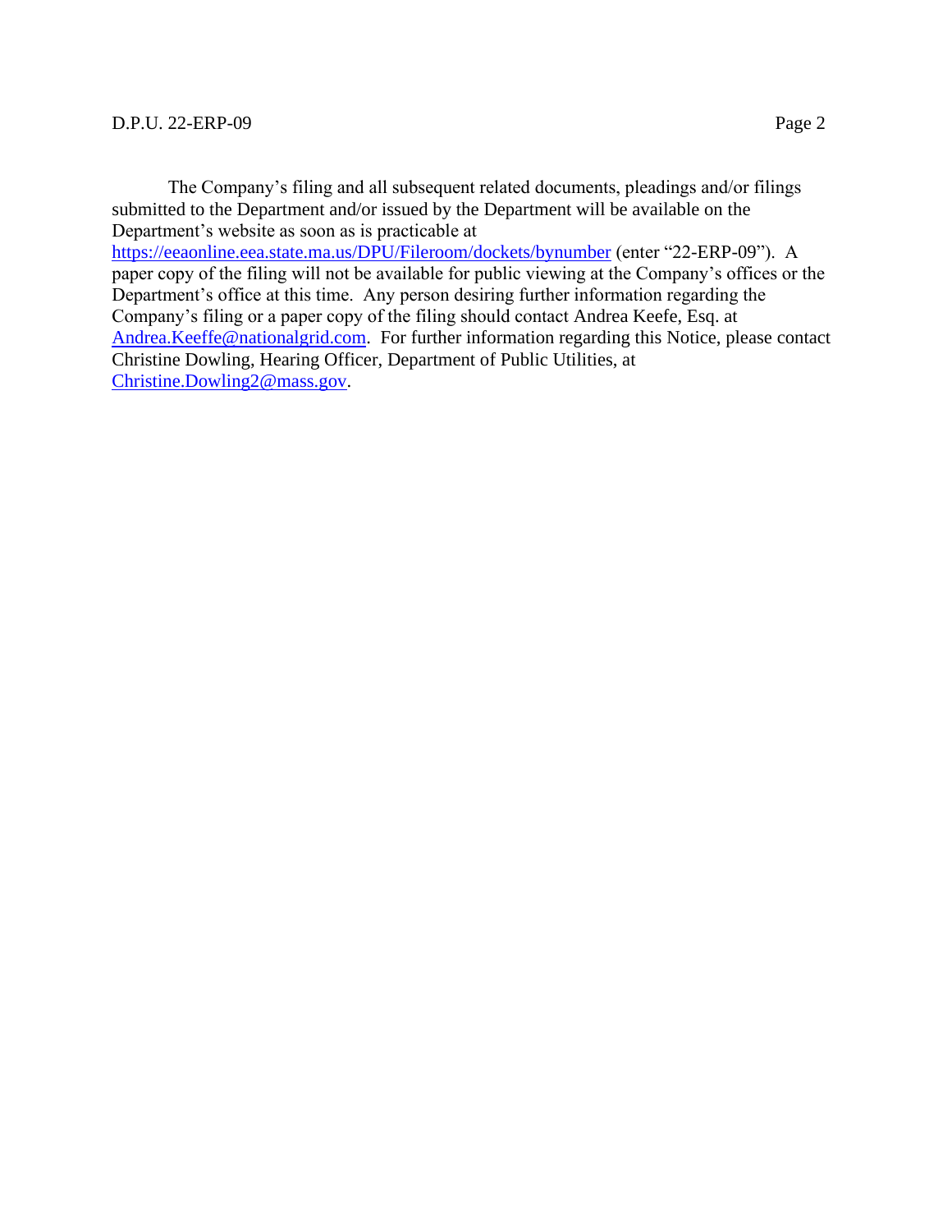The Company's filing and all subsequent related documents, pleadings and/or filings submitted to the Department and/or issued by the Department will be available on the Department's website as soon as is practicable at https://eeaonline.eea.state.ma.us/DPU/Fileroom/dockets/bynumber (enter "22-ERP-09"). A paper copy of the filing will not be available for public viewing at the Company's offices or the Department's office at this time. Any person desiring further information regarding the Company's filing or a paper copy of the filing should contact Andrea Keefe, Esq. at Andrea.Keeffe@nationalgrid.com. For further information regarding this Notice, please contact Christine Dowling, Hearing Officer, Department of Public Utilities, at Christine.Dowling2@mass.gov.